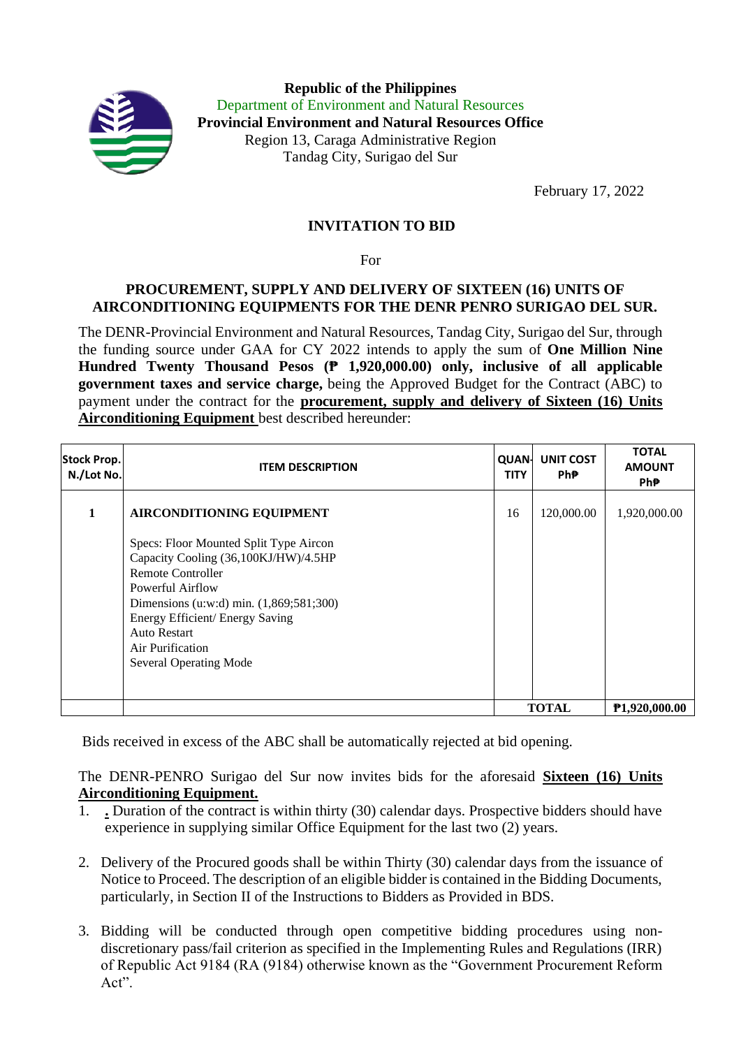**Republic of the Philippines**
Department of Environment and Natural Resources
**Provincial Environment and Natural Resources Office**
Region 13, Caraga Administrative Region
Tandag City, Surigao del Sur

February 17, 2022

## INVITATION TO BID

For

### PROCUREMENT, SUPPLY AND DELIVERY OF SIXTEEN (16) UNITS OF AIRCONDITIONING EQUIPMENTS FOR THE DENR PENRO SURIGAO DEL SUR.

The DENR-Provincial Environment and Natural Resources, Tandag City, Surigao del Sur, through the funding source under GAA for CY 2022 intends to apply the sum of **One Million Nine Hundred Twenty Thousand Pesos (₱ 1,920,000.00) only, inclusive of all applicable government taxes and service charge,** being the Approved Budget for the Contract (ABC) to payment under the contract for the **procurement, supply and delivery of Sixteen (16) Units Airconditioning Equipment** best described hereunder:

| Stock Prop. N./Lot No. | ITEM DESCRIPTION | QUANTITY | UNIT COST PhP | TOTAL AMOUNT PhP |
|---|---|---|---|---|
| 1 | **AIRCONDITIONING EQUIPMENT**<br><br>Specs: Floor Mounted Split Type Aircon<br>Capacity Cooling (36,100KJ/HW)/4.5HP<br>Remote Controller<br>Powerful Airflow<br>Dimensions (u:w:d) min. (1,869;581;300)<br>Energy Efficient/ Energy Saving<br>Auto Restart<br>Air Purification<br>Several Operating Mode | 16 | 120,000.00 | 1,920,000.00 |
| | | **TOTAL** | | **₱1,920,000.00** |

Bids received in excess of the ABC shall be automatically rejected at bid opening.

The DENR-PENRO Surigao del Sur now invites bids for the aforesaid **Sixteen (16) Units Airconditioning Equipment.**

1. . Duration of the contract is within thirty (30) calendar days. Prospective bidders should have experience in supplying similar Office Equipment for the last two (2) years.

2. Delivery of the Procured goods shall be within Thirty (30) calendar days from the issuance of Notice to Proceed. The description of an eligible bidder is contained in the Bidding Documents, particularly, in Section II of the Instructions to Bidders as Provided in BDS.

3. Bidding will be conducted through open competitive bidding procedures using non-discretionary pass/fail criterion as specified in the Implementing Rules and Regulations (IRR) of Republic Act 9184 (RA (9184) otherwise known as the "Government Procurement Reform Act".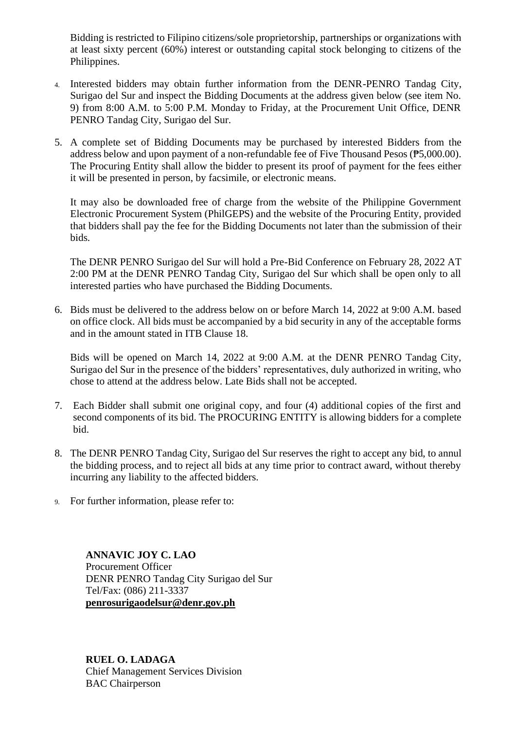Bidding is restricted to Filipino citizens/sole proprietorship, partnerships or organizations with at least sixty percent (60%) interest or outstanding capital stock belonging to citizens of the Philippines.

4. Interested bidders may obtain further information from the DENR-PENRO Tandag City, Surigao del Sur and inspect the Bidding Documents at the address given below (see item No. 9) from 8:00 A.M. to 5:00 P.M. Monday to Friday, at the Procurement Unit Office, DENR PENRO Tandag City, Surigao del Sur.

5. A complete set of Bidding Documents may be purchased by interested Bidders from the address below and upon payment of a non-refundable fee of Five Thousand Pesos (₱5,000.00). The Procuring Entity shall allow the bidder to present its proof of payment for the fees either it will be presented in person, by facsimile, or electronic means.

   It may also be downloaded free of charge from the website of the Philippine Government Electronic Procurement System (PhilGEPS) and the website of the Procuring Entity, provided that bidders shall pay the fee for the Bidding Documents not later than the submission of their bids.

   The DENR PENRO Surigao del Sur will hold a Pre-Bid Conference on February 28, 2022 AT 2:00 PM at the DENR PENRO Tandag City, Surigao del Sur which shall be open only to all interested parties who have purchased the Bidding Documents.

6. Bids must be delivered to the address below on or before March 14, 2022 at 9:00 A.M. based on office clock. All bids must be accompanied by a bid security in any of the acceptable forms and in the amount stated in ITB Clause 18.

   Bids will be opened on March 14, 2022 at 9:00 A.M. at the DENR PENRO Tandag City, Surigao del Sur in the presence of the bidders' representatives, duly authorized in writing, who chose to attend at the address below. Late Bids shall not be accepted.

7. Each Bidder shall submit one original copy, and four (4) additional copies of the first and second components of its bid. The PROCURING ENTITY is allowing bidders for a complete bid.

8. The DENR PENRO Tandag City, Surigao del Sur reserves the right to accept any bid, to annul the bidding process, and to reject all bids at any time prior to contract award, without thereby incurring any liability to the affected bidders.

9. For further information, please refer to:

**ANNAVIC JOY C. LAO**
Procurement Officer
DENR PENRO Tandag City Surigao del Sur
Tel/Fax: (086) 211-3337
**penrosurigaodelsur@denr.gov.ph**

**RUEL O. LADAGA**
Chief Management Services Division
BAC Chairperson